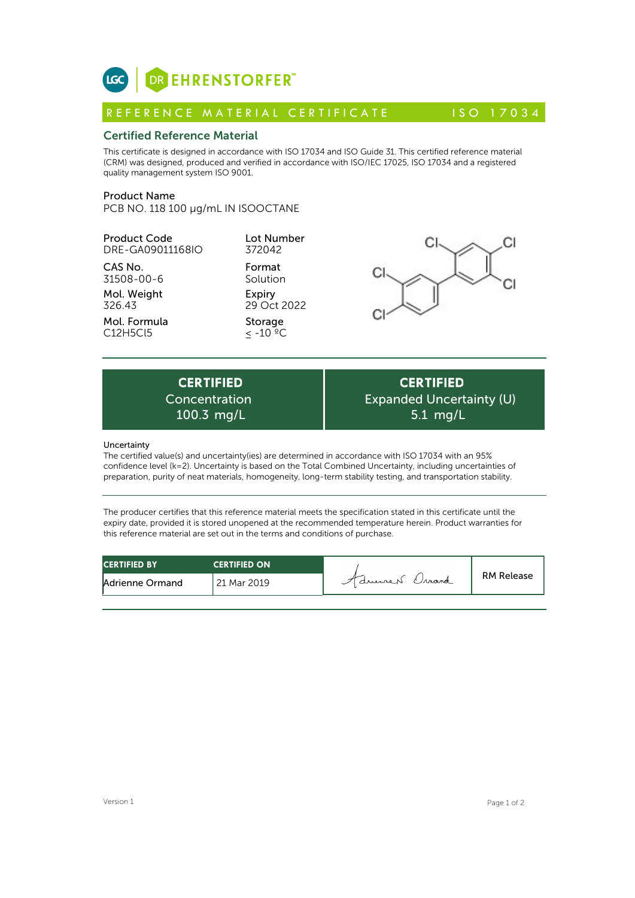LGC | DR EHRENSTORFER™

# REFERENCE MATERIAL CERTIFICATE — ISO 17034

## Certified Reference Material

This certificate is designed in accordance with ISO 17034 and ISO Guide 31. This certified reference material (CRM) was designed, produced and verified in accordance with ISO/IEC 17025, ISO 17034 and a registered quality management system ISO 9001.

**Product Name**
PCB NO. 118 100 µg/mL IN ISOOCTANE

**Product Code**
DRE-GA09011168IO

**CAS No.**
31508-00-6

**Mol. Weight**
326.43

**Mol. Formula**
$C_{12}H_5Cl_5$

**Lot Number**
372042

**Format**
Solution

**Expiry**
29 Oct 2022

**Storage**
≤ -10 ºC

| CERTIFIED Concentration | CERTIFIED Expanded Uncertainty (U) |
|---|---|
| 100.3 mg/L | 5.1 mg/L |

**Uncertainty**
The certified value(s) and uncertainty(ies) are determined in accordance with ISO 17034 with an 95% confidence level (k=2). Uncertainty is based on the Total Combined Uncertainty, including uncertainties of preparation, purity of neat materials, homogeneity, long-term stability testing, and transportation stability.

The producer certifies that this reference material meets the specification stated in this certificate until the expiry date, provided it is stored unopened at the recommended temperature herein. Product warranties for this reference material are set out in the terms and conditions of purchase.

| CERTIFIED BY | CERTIFIED ON | | |
|---|---|---|---|
| Adrienne Ormand | 21 Mar 2019 | Adrienne N. Ormand | RM Release |

Version 1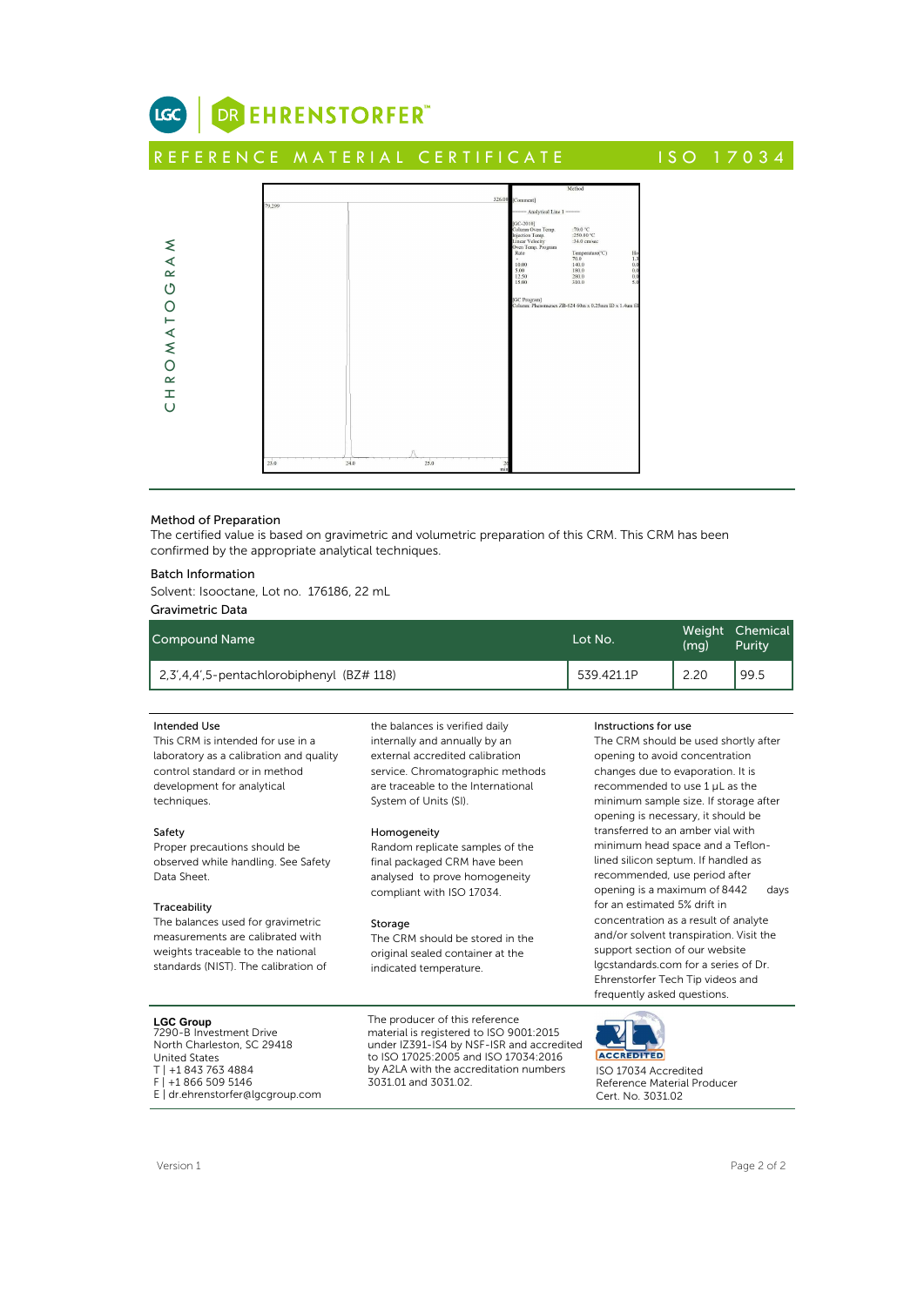LGC | DR EHRENSTORFER™

# REFERENCE MATERIAL CERTIFICATE ISO 17034

## CHROMATOGRAM

326.00
70.299
23.0
24.0
25.0
min

Method
[Comment]
Analytical Line 1
[GC-2010]
Column Oven Temp :70.0 °C
Injection Temp. :250.00 °C
Linear Velocity :34.0 cm/sec
Oven Temp. Program
Rate Temperature(°C) Ho
- 70.0 1.
10.00 140.0 0.
5.00 180.0 0.
12.50 280.0 0.
15.00 310.0 5.

[GC Program]
Column: Phenomenex ZB-624 60m x 0.25mm ID x 1.4um

### Method of Preparation

The certified value is based on gravimetric and volumetric preparation of this CRM. This CRM has been confirmed by the appropriate analytical techniques.

### Batch Information

Solvent: Isooctane, Lot no. 176186, 22 mL

### Gravimetric Data

| Compound Name | Lot No. | Weight (mg) | Chemical Purity |
|---|---|---|---|
| 2,3',4,4',5-pentachlorobiphenyl (BZ# 118) | 539.421.1P | 2.20 | 99.5 |

### Intended Use

This CRM is intended for use in a laboratory as a calibration and quality control standard or in method development for analytical techniques.

### Safety

Proper precautions should be observed while handling. See Safety Data Sheet.

### Traceability

The balances used for gravimetric measurements are calibrated with weights traceable to the national standards (NIST). The calibration of the balances is verified daily internally and annually by an external accredited calibration service. Chromatographic methods are traceable to the International System of Units (SI).

### Homogeneity

Random replicate samples of the final packaged CRM have been analysed to prove homogeneity compliant with ISO 17034.

### Storage

The CRM should be stored in the original sealed container at the indicated temperature.

### Instructions for use

The CRM should be used shortly after opening to avoid concentration changes due to evaporation. It is recommended to use 1 µL as the minimum sample size. If storage after opening is necessary, it should be transferred to an amber vial with minimum head space and a Teflon-lined silicon septum. If handled as recommended, use period after opening is a maximum of 8442 days for an estimated 5% drift in concentration as a result of analyte and/or solvent transpiration. Visit the support section of our website lgcstandards.com for a series of Dr. Ehrenstorfer Tech Tip videos and frequently asked questions.

**LGC Group**
7290-B Investment Drive
North Charleston, SC 29418
United States
T | +1 843 763 4884
F | +1 866 509 5146
E | dr.ehrenstorfer@lgcgroup.com

The producer of this reference material is registered to ISO 9001:2015 under IZ391-IS4 by NSF-ISR and accredited to ISO 17025:2005 and ISO 17034:2016 by A2LA with the accreditation numbers 3031.01 and 3031.02.

ACCREDITED
ISO 17034 Accredited
Reference Material Producer
Cert. No. 3031.02

Version 1